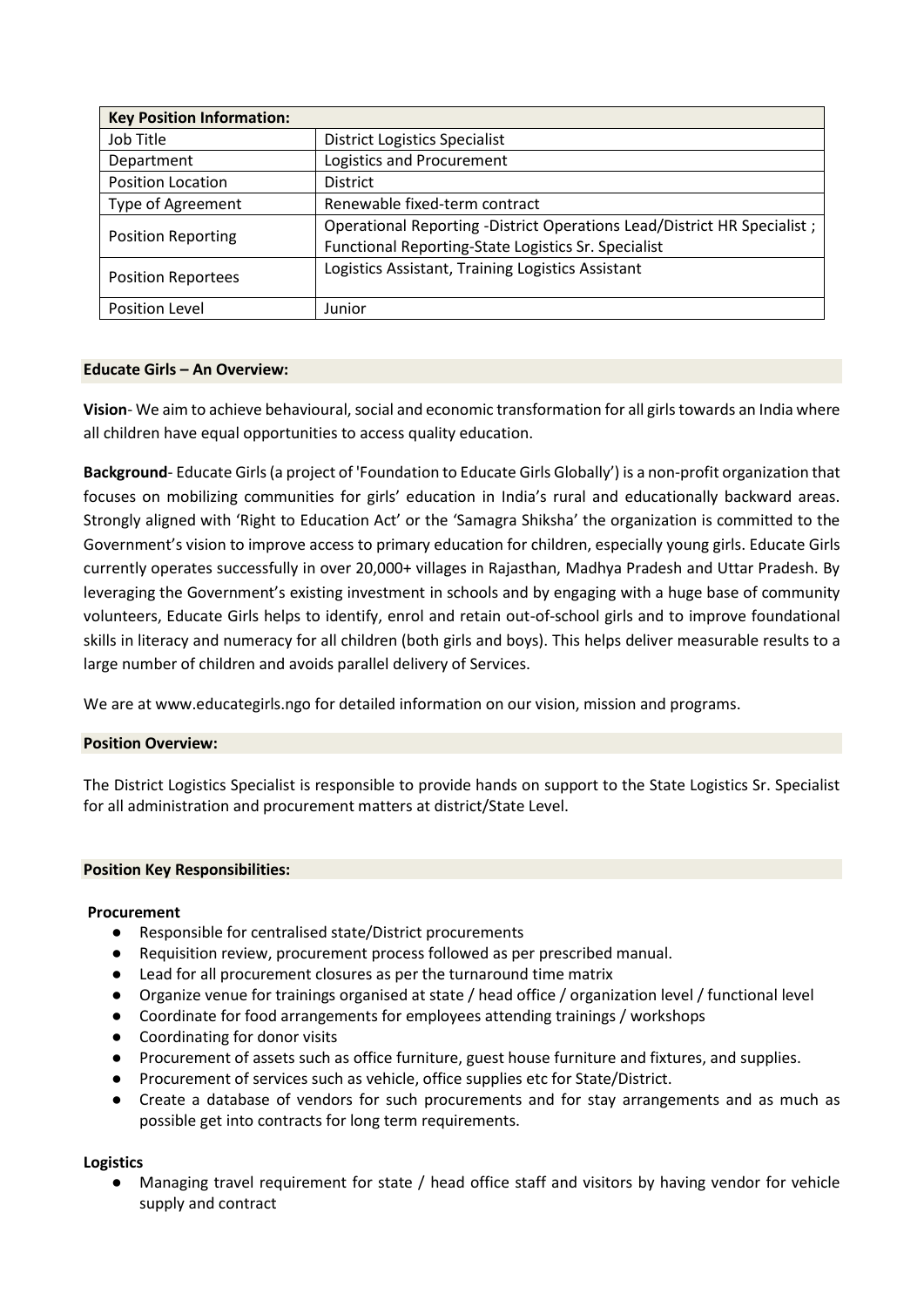| Key Position Information: | |
|---|---|
| Job Title | District Logistics Specialist |
| Department | Logistics and Procurement |
| Position Location | District |
| Type of Agreement | Renewable fixed-term contract |
| Position Reporting | Operational Reporting -District Operations Lead/District HR Specialist ; Functional Reporting-State Logistics Sr. Specialist |
| Position Reportees | Logistics Assistant, Training Logistics Assistant |
| Position Level | Junior |

## Educate Girls – An Overview:

**Vision**- We aim to achieve behavioural, social and economic transformation for all girls towards an India where all children have equal opportunities to access quality education.

**Background**- Educate Girls (a project of 'Foundation to Educate Girls Globally') is a non-profit organization that focuses on mobilizing communities for girls' education in India's rural and educationally backward areas. Strongly aligned with 'Right to Education Act' or the 'Samagra Shiksha' the organization is committed to the Government's vision to improve access to primary education for children, especially young girls. Educate Girls currently operates successfully in over 20,000+ villages in Rajasthan, Madhya Pradesh and Uttar Pradesh. By leveraging the Government's existing investment in schools and by engaging with a huge base of community volunteers, Educate Girls helps to identify, enrol and retain out-of-school girls and to improve foundational skills in literacy and numeracy for all children (both girls and boys). This helps deliver measurable results to a large number of children and avoids parallel delivery of Services.

We are at www.educategirls.ngo for detailed information on our vision, mission and programs.

## Position Overview:

The District Logistics Specialist is responsible to provide hands on support to the State Logistics Sr. Specialist for all administration and procurement matters at district/State Level.

## Position Key Responsibilities:

**Procurement**

- Responsible for centralised state/District procurements
- Requisition review, procurement process followed as per prescribed manual.
- Lead for all procurement closures as per the turnaround time matrix
- Organize venue for trainings organised at state / head office / organization level / functional level
- Coordinate for food arrangements for employees attending trainings / workshops
- Coordinating for donor visits
- Procurement of assets such as office furniture, guest house furniture and fixtures, and supplies.
- Procurement of services such as vehicle, office supplies etc for State/District.
- Create a database of vendors for such procurements and for stay arrangements and as much as possible get into contracts for long term requirements.

**Logistics**

- Managing travel requirement for state / head office staff and visitors by having vendor for vehicle supply and contract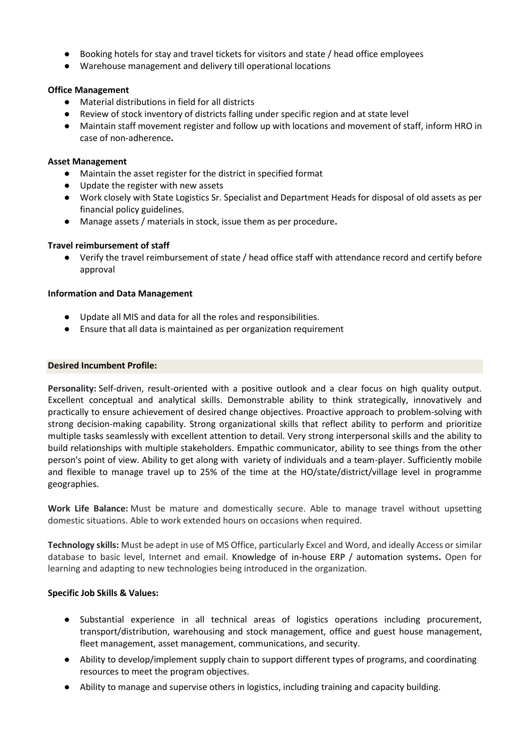- Booking hotels for stay and travel tickets for visitors and state / head office employees
- Warehouse management and delivery till operational locations

**Office Management**

- Material distributions in field for all districts
- Review of stock inventory of districts falling under specific region and at state level
- Maintain staff movement register and follow up with locations and movement of staff, inform HRO in case of non-adherence**.**

**Asset Management**

- Maintain the asset register for the district in specified format
- Update the register with new assets
- Work closely with State Logistics Sr. Specialist and Department Heads for disposal of old assets as per financial policy guidelines.
- Manage assets / materials in stock, issue them as per procedure**.**

**Travel reimbursement of staff**

- Verify the travel reimbursement of state / head office staff with attendance record and certify before approval

**Information and Data Management**

- Update all MIS and data for all the roles and responsibilities.
- Ensure that all data is maintained as per organization requirement

**Desired Incumbent Profile:**

**Personality:** Self-driven, result-oriented with a positive outlook and a clear focus on high quality output. Excellent conceptual and analytical skills. Demonstrable ability to think strategically, innovatively and practically to ensure achievement of desired change objectives. Proactive approach to problem-solving with strong decision-making capability. Strong organizational skills that reflect ability to perform and prioritize multiple tasks seamlessly with excellent attention to detail. Very strong interpersonal skills and the ability to build relationships with multiple stakeholders. Empathic communicator, ability to see things from the other person's point of view. Ability to get along with variety of individuals and a team-player. Sufficiently mobile and flexible to manage travel up to 25% of the time at the HO/state/district/village level in programme geographies.

**Work Life Balance:** Must be mature and domestically secure. Able to manage travel without upsetting domestic situations. Able to work extended hours on occasions when required.

**Technology skills:** Must be adept in use of MS Office, particularly Excel and Word, and ideally Access or similar database to basic level, Internet and email. Knowledge of in-house ERP / automation systems**.** Open for learning and adapting to new technologies being introduced in the organization.

**Specific Job Skills & Values:**

- Substantial experience in all technical areas of logistics operations including procurement, transport/distribution, warehousing and stock management, office and guest house management, fleet management, asset management, communications, and security.
- Ability to develop/implement supply chain to support different types of programs, and coordinating resources to meet the program objectives.
- Ability to manage and supervise others in logistics, including training and capacity building.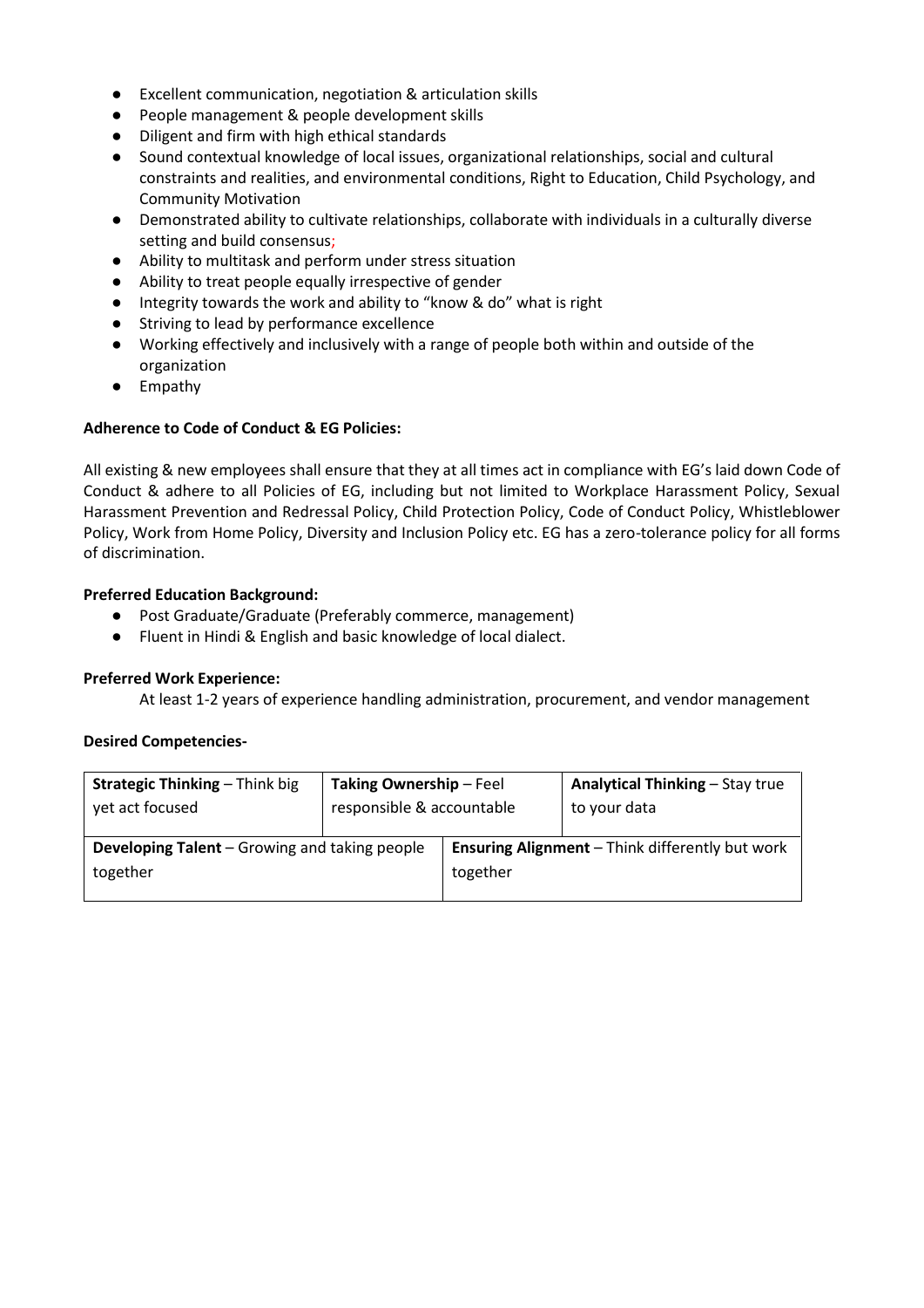- Excellent communication, negotiation & articulation skills
- People management & people development skills
- Diligent and firm with high ethical standards
- Sound contextual knowledge of local issues, organizational relationships, social and cultural constraints and realities, and environmental conditions, Right to Education, Child Psychology, and Community Motivation
- Demonstrated ability to cultivate relationships, collaborate with individuals in a culturally diverse setting and build consensus;
- Ability to multitask and perform under stress situation
- Ability to treat people equally irrespective of gender
- Integrity towards the work and ability to "know & do" what is right
- Striving to lead by performance excellence
- Working effectively and inclusively with a range of people both within and outside of the organization
- Empathy

**Adherence to Code of Conduct & EG Policies:**

All existing & new employees shall ensure that they at all times act in compliance with EG's laid down Code of Conduct & adhere to all Policies of EG, including but not limited to Workplace Harassment Policy, Sexual Harassment Prevention and Redressal Policy, Child Protection Policy, Code of Conduct Policy, Whistleblower Policy, Work from Home Policy, Diversity and Inclusion Policy etc. EG has a zero-tolerance policy for all forms of discrimination.

**Preferred Education Background:**

- Post Graduate/Graduate (Preferably commerce, management)
- Fluent in Hindi & English and basic knowledge of local dialect.

**Preferred Work Experience:**

At least 1-2 years of experience handling administration, procurement, and vendor management

**Desired Competencies-**

| | | |
|---|---|---|
| **Strategic Thinking** – Think big yet act focused | **Taking Ownership** – Feel responsible & accountable | **Analytical Thinking** – Stay true to your data |
| **Developing Talent** – Growing and taking people together | **Ensuring Alignment** – Think differently but work together | |